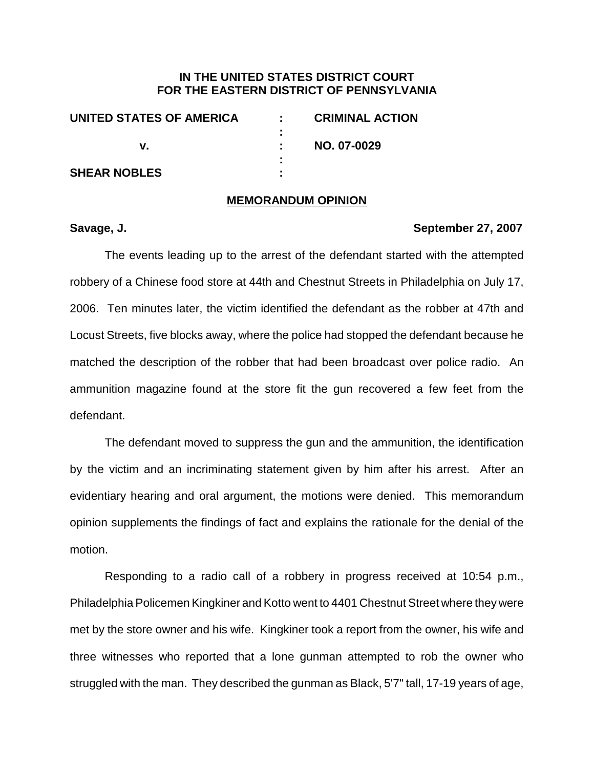**IN THE UNITED STATES DISTRICT COURT**
**FOR THE EASTERN DISTRICT OF PENNSYLVANIA**

| | | |
|---|---|---|
| **UNITED STATES OF AMERICA** | : | **CRIMINAL ACTION** |
| | : | |
| **v.** | : | **NO. 07-0029** |
| | : | |
| **SHEAR NOBLES** | : | |

## MEMORANDUM OPINION

**Savage, J.** **September 27, 2007**

The events leading up to the arrest of the defendant started with the attempted robbery of a Chinese food store at 44th and Chestnut Streets in Philadelphia on July 17, 2006. Ten minutes later, the victim identified the defendant as the robber at 47th and Locust Streets, five blocks away, where the police had stopped the defendant because he matched the description of the robber that had been broadcast over police radio. An ammunition magazine found at the store fit the gun recovered a few feet from the defendant.

The defendant moved to suppress the gun and the ammunition, the identification by the victim and an incriminating statement given by him after his arrest. After an evidentiary hearing and oral argument, the motions were denied. This memorandum opinion supplements the findings of fact and explains the rationale for the denial of the motion.

Responding to a radio call of a robbery in progress received at 10:54 p.m., Philadelphia Policemen Kingkiner and Kotto went to 4401 Chestnut Street where they were met by the store owner and his wife. Kingkiner took a report from the owner, his wife and three witnesses who reported that a lone gunman attempted to rob the owner who struggled with the man. They described the gunman as Black, 5'7" tall, 17-19 years of age,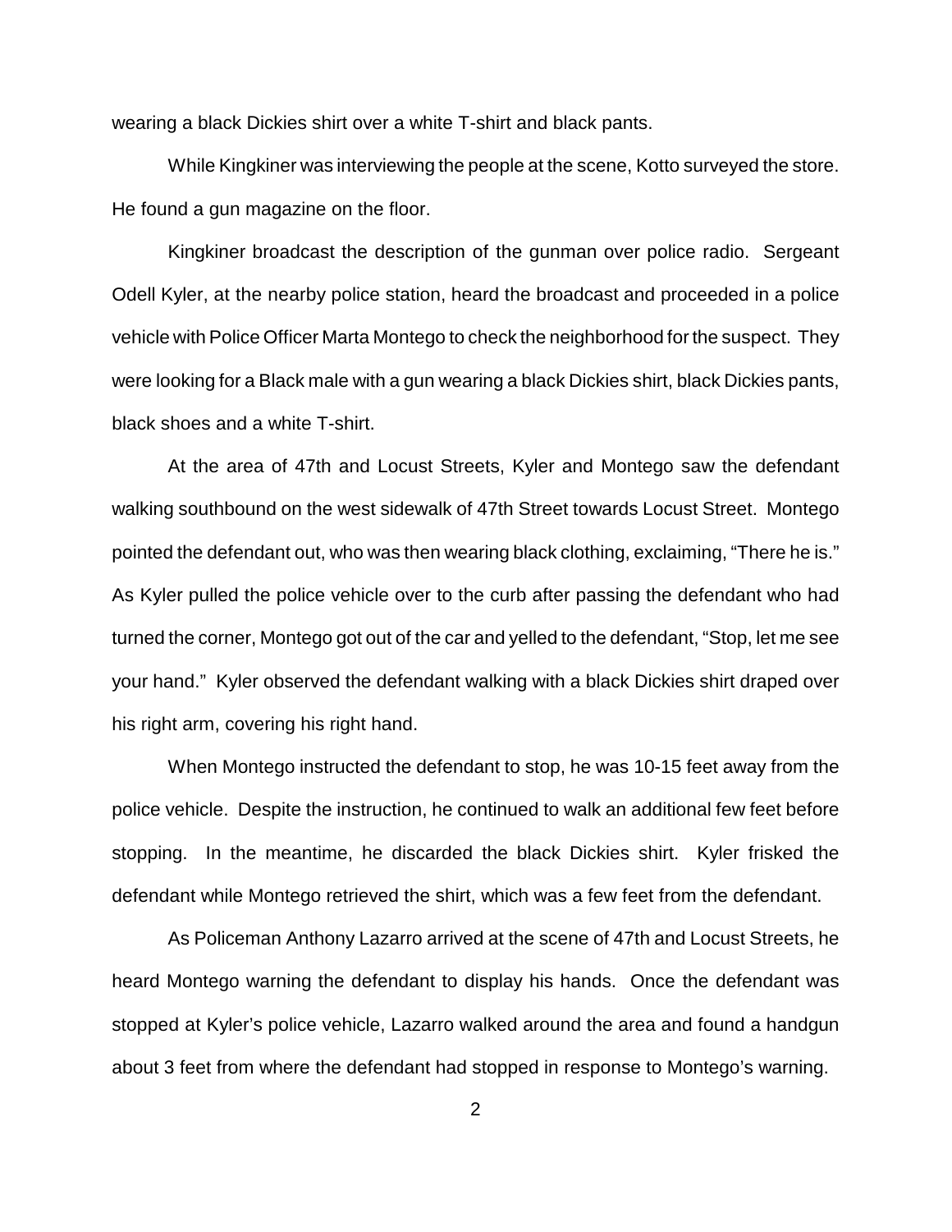wearing a black Dickies shirt over a white T-shirt and black pants.

While Kingkiner was interviewing the people at the scene, Kotto surveyed the store. He found a gun magazine on the floor.

Kingkiner broadcast the description of the gunman over police radio. Sergeant Odell Kyler, at the nearby police station, heard the broadcast and proceeded in a police vehicle with Police Officer Marta Montego to check the neighborhood for the suspect. They were looking for a Black male with a gun wearing a black Dickies shirt, black Dickies pants, black shoes and a white T-shirt.

At the area of 47th and Locust Streets, Kyler and Montego saw the defendant walking southbound on the west sidewalk of 47th Street towards Locust Street. Montego pointed the defendant out, who was then wearing black clothing, exclaiming, "There he is." As Kyler pulled the police vehicle over to the curb after passing the defendant who had turned the corner, Montego got out of the car and yelled to the defendant, "Stop, let me see your hand." Kyler observed the defendant walking with a black Dickies shirt draped over his right arm, covering his right hand.

When Montego instructed the defendant to stop, he was 10-15 feet away from the police vehicle. Despite the instruction, he continued to walk an additional few feet before stopping. In the meantime, he discarded the black Dickies shirt. Kyler frisked the defendant while Montego retrieved the shirt, which was a few feet from the defendant.

As Policeman Anthony Lazarro arrived at the scene of 47th and Locust Streets, he heard Montego warning the defendant to display his hands. Once the defendant was stopped at Kyler's police vehicle, Lazarro walked around the area and found a handgun about 3 feet from where the defendant had stopped in response to Montego's warning.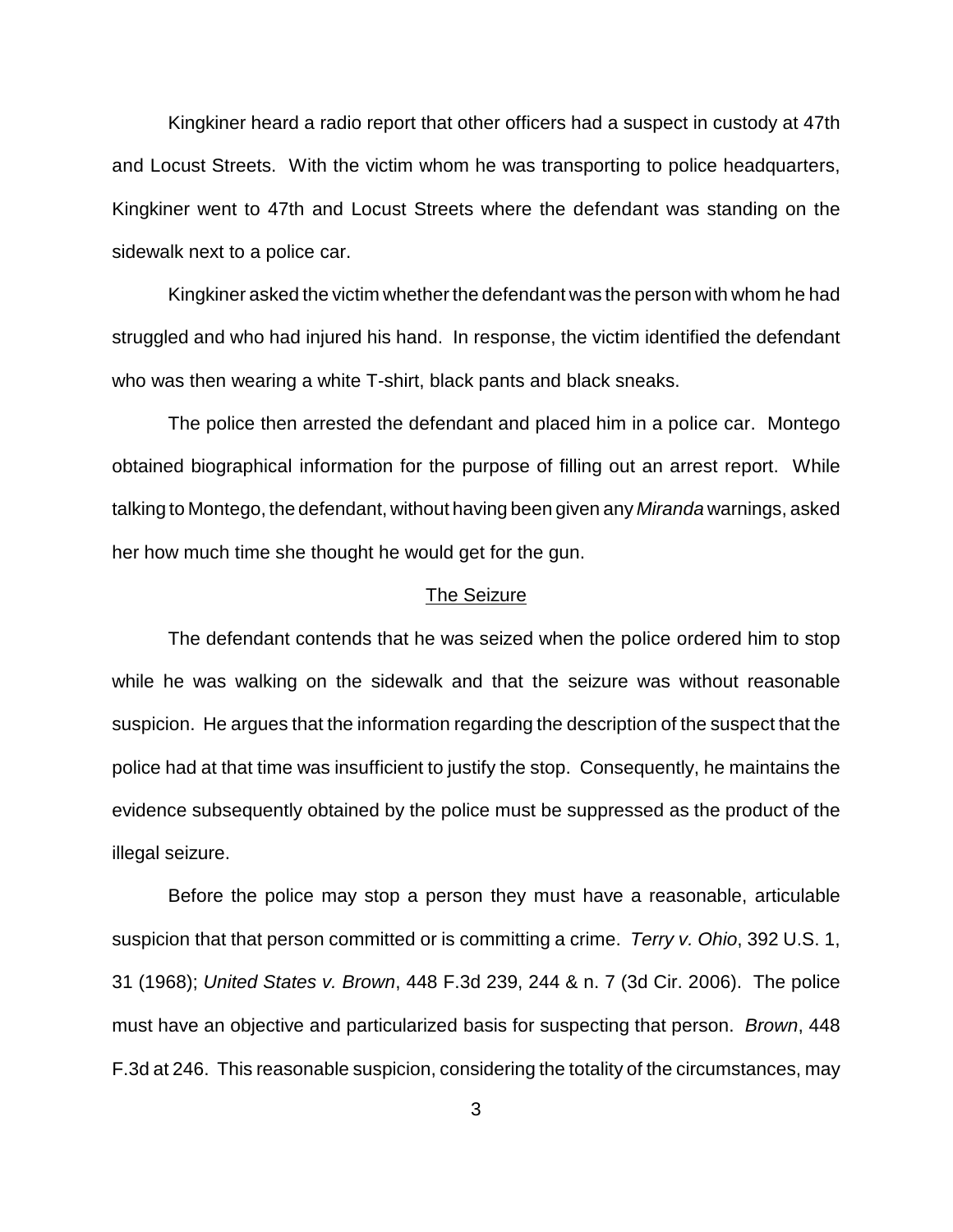Kingkiner heard a radio report that other officers had a suspect in custody at 47th and Locust Streets. With the victim whom he was transporting to police headquarters, Kingkiner went to 47th and Locust Streets where the defendant was standing on the sidewalk next to a police car.

Kingkiner asked the victim whether the defendant was the person with whom he had struggled and who had injured his hand. In response, the victim identified the defendant who was then wearing a white T-shirt, black pants and black sneaks.

The police then arrested the defendant and placed him in a police car. Montego obtained biographical information for the purpose of filling out an arrest report. While talking to Montego, the defendant, without having been given any *Miranda* warnings, asked her how much time she thought he would get for the gun.

## The Seizure

The defendant contends that he was seized when the police ordered him to stop while he was walking on the sidewalk and that the seizure was without reasonable suspicion. He argues that the information regarding the description of the suspect that the police had at that time was insufficient to justify the stop. Consequently, he maintains the evidence subsequently obtained by the police must be suppressed as the product of the illegal seizure.

Before the police may stop a person they must have a reasonable, articulable suspicion that that person committed or is committing a crime. *Terry v. Ohio*, 392 U.S. 1, 31 (1968); *United States v. Brown*, 448 F.3d 239, 244 & n. 7 (3d Cir. 2006). The police must have an objective and particularized basis for suspecting that person. *Brown*, 448 F.3d at 246. This reasonable suspicion, considering the totality of the circumstances, may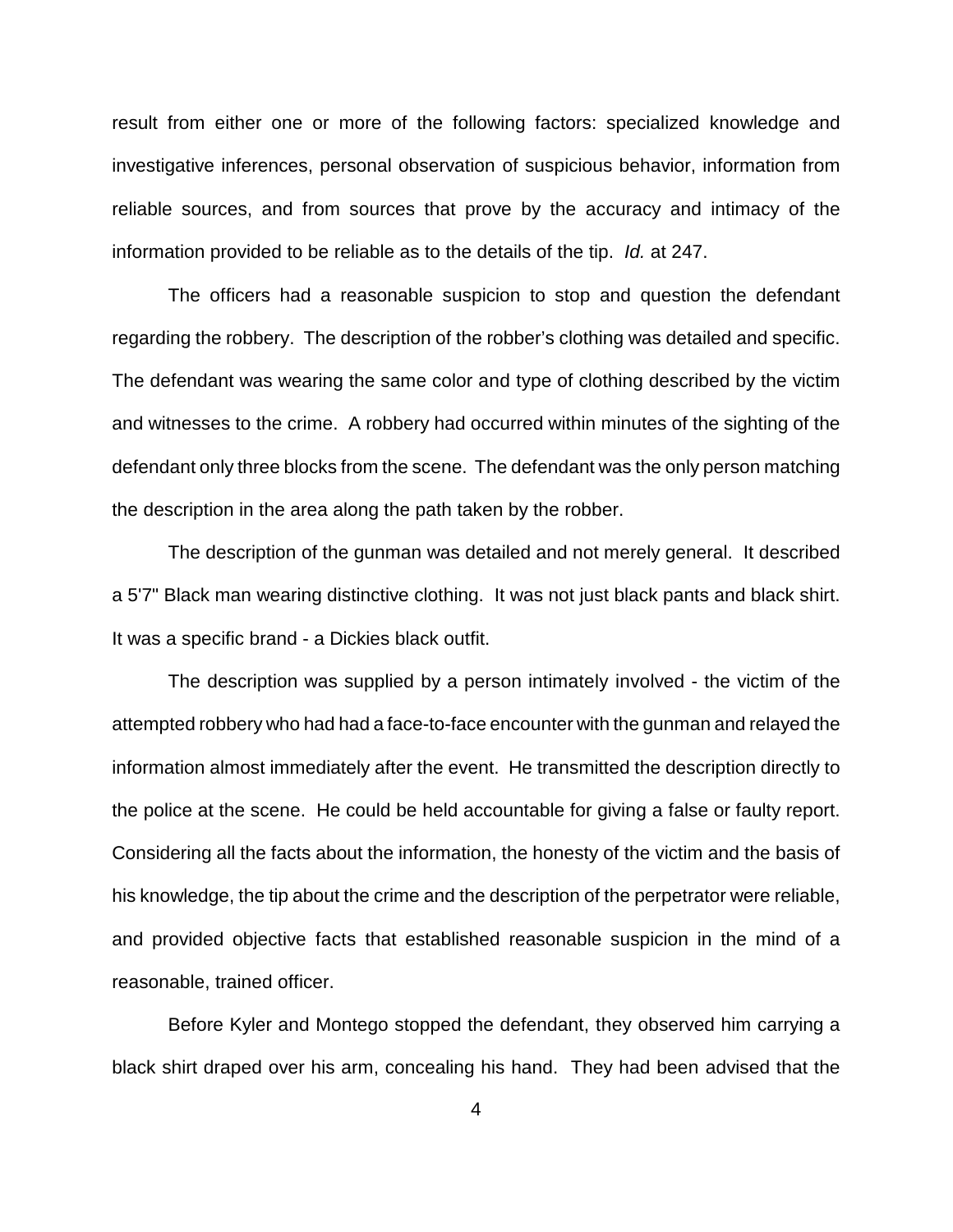result from either one or more of the following factors: specialized knowledge and investigative inferences, personal observation of suspicious behavior, information from reliable sources, and from sources that prove by the accuracy and intimacy of the information provided to be reliable as to the details of the tip. *Id.* at 247.

The officers had a reasonable suspicion to stop and question the defendant regarding the robbery. The description of the robber's clothing was detailed and specific. The defendant was wearing the same color and type of clothing described by the victim and witnesses to the crime. A robbery had occurred within minutes of the sighting of the defendant only three blocks from the scene. The defendant was the only person matching the description in the area along the path taken by the robber.

The description of the gunman was detailed and not merely general. It described a 5'7" Black man wearing distinctive clothing. It was not just black pants and black shirt. It was a specific brand - a Dickies black outfit.

The description was supplied by a person intimately involved - the victim of the attempted robbery who had had a face-to-face encounter with the gunman and relayed the information almost immediately after the event. He transmitted the description directly to the police at the scene. He could be held accountable for giving a false or faulty report. Considering all the facts about the information, the honesty of the victim and the basis of his knowledge, the tip about the crime and the description of the perpetrator were reliable, and provided objective facts that established reasonable suspicion in the mind of a reasonable, trained officer.

Before Kyler and Montego stopped the defendant, they observed him carrying a black shirt draped over his arm, concealing his hand. They had been advised that the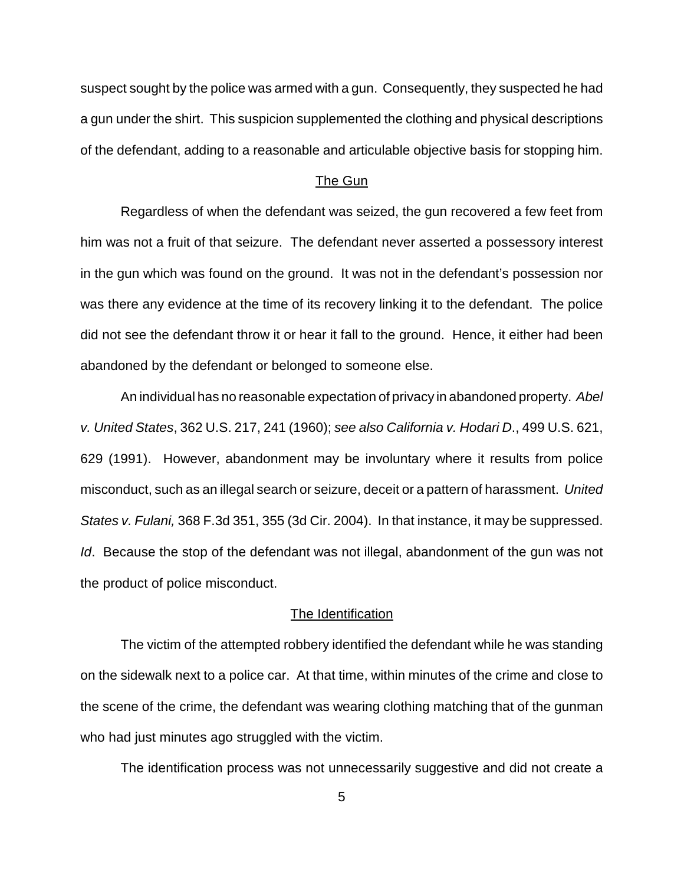suspect sought by the police was armed with a gun. Consequently, they suspected he had a gun under the shirt. This suspicion supplemented the clothing and physical descriptions of the defendant, adding to a reasonable and articulable objective basis for stopping him.

## The Gun

Regardless of when the defendant was seized, the gun recovered a few feet from him was not a fruit of that seizure. The defendant never asserted a possessory interest in the gun which was found on the ground. It was not in the defendant's possession nor was there any evidence at the time of its recovery linking it to the defendant. The police did not see the defendant throw it or hear it fall to the ground. Hence, it either had been abandoned by the defendant or belonged to someone else.

An individual has no reasonable expectation of privacy in abandoned property. *Abel v. United States*, 362 U.S. 217, 241 (1960); *see also California v. Hodari D*., 499 U.S. 621, 629 (1991). However, abandonment may be involuntary where it results from police misconduct, such as an illegal search or seizure, deceit or a pattern of harassment. *United States v. Fulani,* 368 F.3d 351, 355 (3d Cir. 2004). In that instance, it may be suppressed. *Id*. Because the stop of the defendant was not illegal, abandonment of the gun was not the product of police misconduct.

## The Identification

The victim of the attempted robbery identified the defendant while he was standing on the sidewalk next to a police car. At that time, within minutes of the crime and close to the scene of the crime, the defendant was wearing clothing matching that of the gunman who had just minutes ago struggled with the victim.

The identification process was not unnecessarily suggestive and did not create a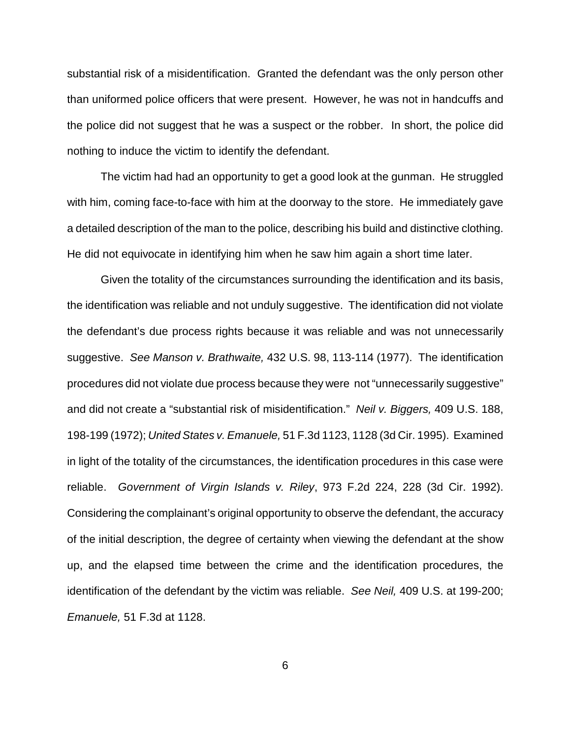substantial risk of a misidentification. Granted the defendant was the only person other than uniformed police officers that were present. However, he was not in handcuffs and the police did not suggest that he was a suspect or the robber. In short, the police did nothing to induce the victim to identify the defendant.

The victim had had an opportunity to get a good look at the gunman. He struggled with him, coming face-to-face with him at the doorway to the store. He immediately gave a detailed description of the man to the police, describing his build and distinctive clothing. He did not equivocate in identifying him when he saw him again a short time later.

Given the totality of the circumstances surrounding the identification and its basis, the identification was reliable and not unduly suggestive. The identification did not violate the defendant's due process rights because it was reliable and was not unnecessarily suggestive. *See Manson v. Brathwaite,* 432 U.S. 98, 113-114 (1977). The identification procedures did not violate due process because they were not "unnecessarily suggestive" and did not create a "substantial risk of misidentification." *Neil v. Biggers,* 409 U.S. 188, 198-199 (1972); *United States v. Emanuele,* 51 F.3d 1123, 1128 (3d Cir. 1995). Examined in light of the totality of the circumstances, the identification procedures in this case were reliable. *Government of Virgin Islands v. Riley*, 973 F.2d 224, 228 (3d Cir. 1992). Considering the complainant's original opportunity to observe the defendant, the accuracy of the initial description, the degree of certainty when viewing the defendant at the show up, and the elapsed time between the crime and the identification procedures, the identification of the defendant by the victim was reliable. *See Neil,* 409 U.S. at 199-200; *Emanuele,* 51 F.3d at 1128.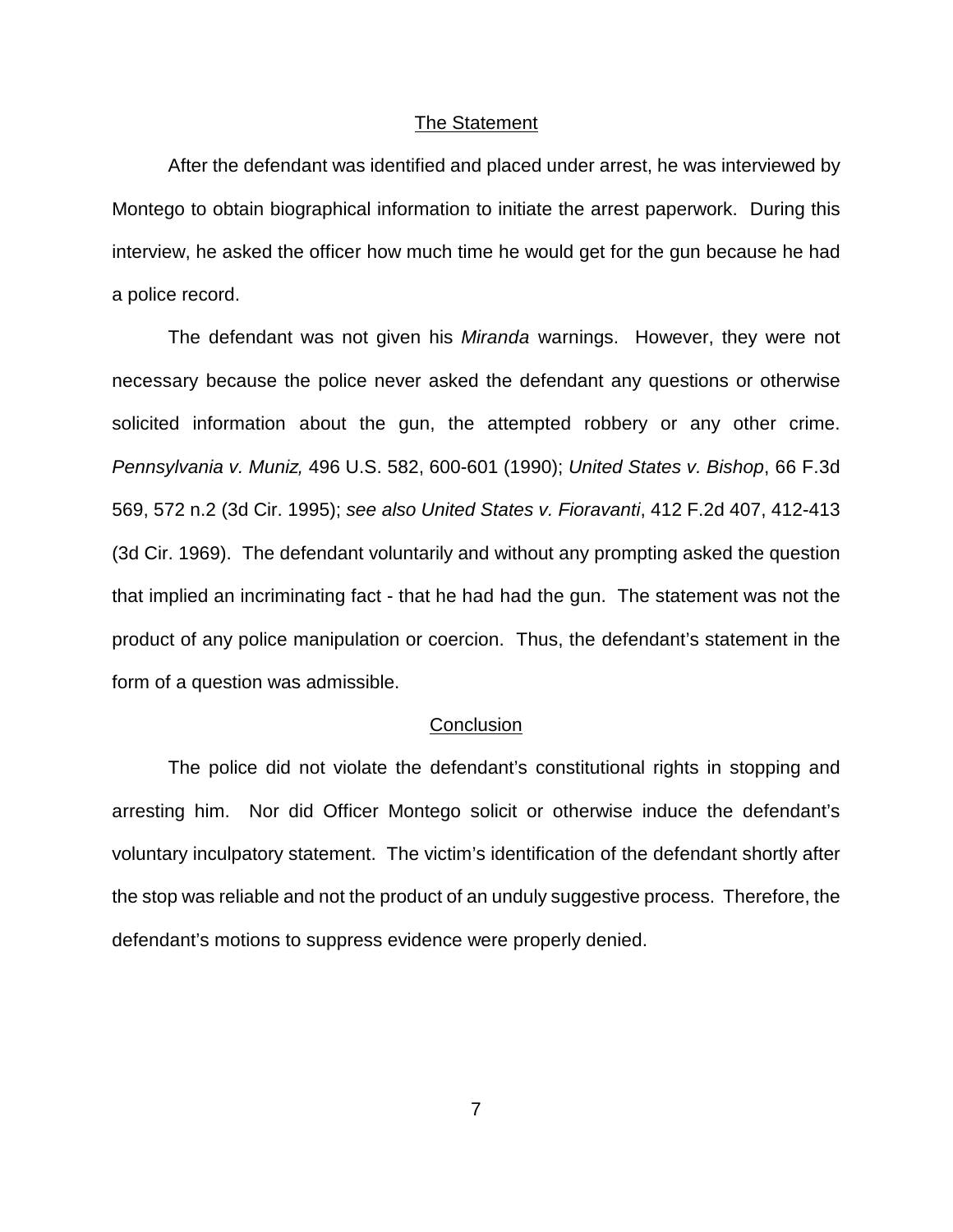## The Statement

After the defendant was identified and placed under arrest, he was interviewed by Montego to obtain biographical information to initiate the arrest paperwork. During this interview, he asked the officer how much time he would get for the gun because he had a police record.

The defendant was not given his *Miranda* warnings. However, they were not necessary because the police never asked the defendant any questions or otherwise solicited information about the gun, the attempted robbery or any other crime. *Pennsylvania v. Muniz,* 496 U.S. 582, 600-601 (1990); *United States v. Bishop*, 66 F.3d 569, 572 n.2 (3d Cir. 1995); *see also United States v. Fioravanti*, 412 F.2d 407, 412-413 (3d Cir. 1969). The defendant voluntarily and without any prompting asked the question that implied an incriminating fact - that he had had the gun. The statement was not the product of any police manipulation or coercion. Thus, the defendant's statement in the form of a question was admissible.

## Conclusion

The police did not violate the defendant's constitutional rights in stopping and arresting him. Nor did Officer Montego solicit or otherwise induce the defendant's voluntary inculpatory statement. The victim's identification of the defendant shortly after the stop was reliable and not the product of an unduly suggestive process. Therefore, the defendant's motions to suppress evidence were properly denied.